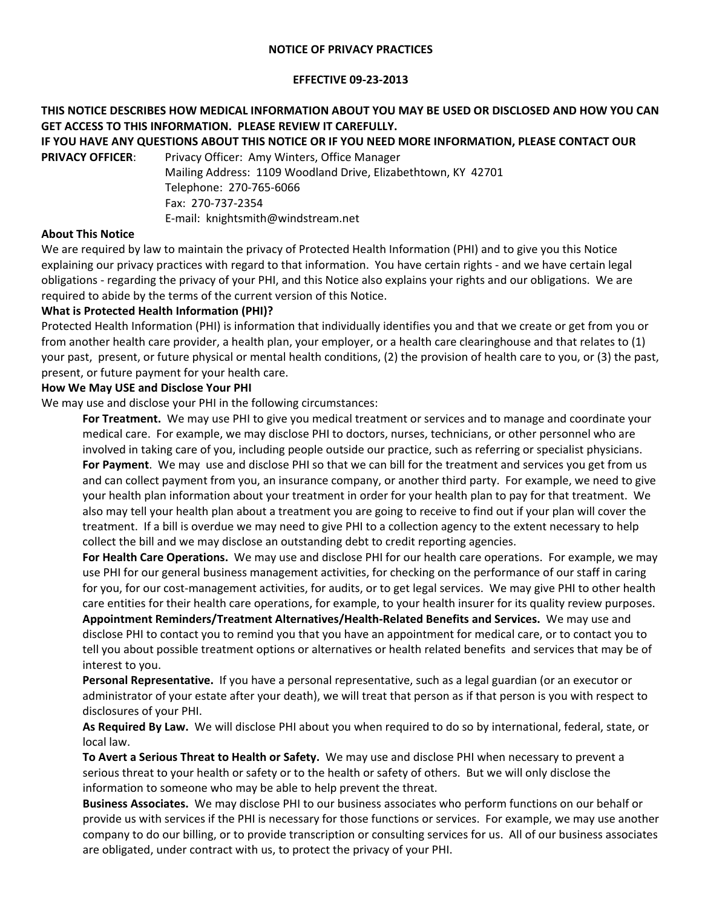**NOTICE OF PRIVACY PRACTICES**

**EFFECTIVE 09-23-2013**

**THIS NOTICE DESCRIBES HOW MEDICAL INFORMATION ABOUT YOU MAY BE USED OR DISCLOSED AND HOW YOU CAN GET ACCESS TO THIS INFORMATION. PLEASE REVIEW IT CAREFULLY.**

**IF YOU HAVE ANY QUESTIONS ABOUT THIS NOTICE OR IF YOU NEED MORE INFORMATION, PLEASE CONTACT OUR PRIVACY OFFICER**:

Privacy Officer: Amy Winters, Office Manager
Mailing Address: 1109 Woodland Drive, Elizabethtown, KY 42701
Telephone: 270-765-6066
Fax: 270-737-2354
E-mail: knightsmith@windstream.net

**About This Notice**

We are required by law to maintain the privacy of Protected Health Information (PHI) and to give you this Notice explaining our privacy practices with regard to that information. You have certain rights - and we have certain legal obligations - regarding the privacy of your PHI, and this Notice also explains your rights and our obligations. We are required to abide by the terms of the current version of this Notice.

**What is Protected Health Information (PHI)?**

Protected Health Information (PHI) is information that individually identifies you and that we create or get from you or from another health care provider, a health plan, your employer, or a health care clearinghouse and that relates to (1) your past, present, or future physical or mental health conditions, (2) the provision of health care to you, or (3) the past, present, or future payment for your health care.

**How We May USE and Disclose Your PHI**

We may use and disclose your PHI in the following circumstances:

**For Treatment.** We may use PHI to give you medical treatment or services and to manage and coordinate your medical care. For example, we may disclose PHI to doctors, nurses, technicians, or other personnel who are involved in taking care of you, including people outside our practice, such as referring or specialist physicians.

**For Payment**. We may use and disclose PHI so that we can bill for the treatment and services you get from us and can collect payment from you, an insurance company, or another third party. For example, we need to give your health plan information about your treatment in order for your health plan to pay for that treatment. We also may tell your health plan about a treatment you are going to receive to find out if your plan will cover the treatment. If a bill is overdue we may need to give PHI to a collection agency to the extent necessary to help collect the bill and we may disclose an outstanding debt to credit reporting agencies.

**For Health Care Operations.** We may use and disclose PHI for our health care operations. For example, we may use PHI for our general business management activities, for checking on the performance of our staff in caring for you, for our cost-management activities, for audits, or to get legal services. We may give PHI to other health care entities for their health care operations, for example, to your health insurer for its quality review purposes.

**Appointment Reminders/Treatment Alternatives/Health-Related Benefits and Services.** We may use and disclose PHI to contact you to remind you that you have an appointment for medical care, or to contact you to tell you about possible treatment options or alternatives or health related benefits and services that may be of interest to you.

**Personal Representative.** If you have a personal representative, such as a legal guardian (or an executor or administrator of your estate after your death), we will treat that person as if that person is you with respect to disclosures of your PHI.

**As Required By Law.** We will disclose PHI about you when required to do so by international, federal, state, or local law.

**To Avert a Serious Threat to Health or Safety.** We may use and disclose PHI when necessary to prevent a serious threat to your health or safety or to the health or safety of others. But we will only disclose the information to someone who may be able to help prevent the threat.

**Business Associates.** We may disclose PHI to our business associates who perform functions on our behalf or provide us with services if the PHI is necessary for those functions or services. For example, we may use another company to do our billing, or to provide transcription or consulting services for us. All of our business associates are obligated, under contract with us, to protect the privacy of your PHI.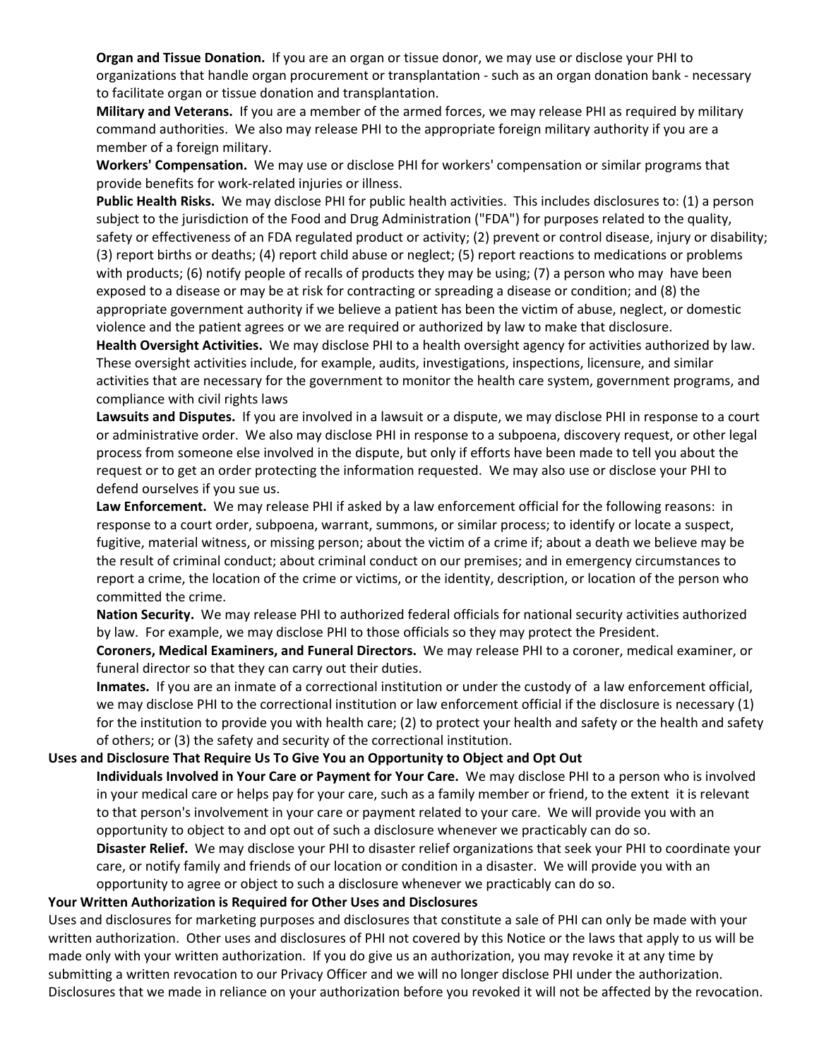**Organ and Tissue Donation.** If you are an organ or tissue donor, we may use or disclose your PHI to organizations that handle organ procurement or transplantation - such as an organ donation bank - necessary to facilitate organ or tissue donation and transplantation.

**Military and Veterans.** If you are a member of the armed forces, we may release PHI as required by military command authorities. We also may release PHI to the appropriate foreign military authority if you are a member of a foreign military.

**Workers' Compensation.** We may use or disclose PHI for workers' compensation or similar programs that provide benefits for work-related injuries or illness.

**Public Health Risks.** We may disclose PHI for public health activities. This includes disclosures to: (1) a person subject to the jurisdiction of the Food and Drug Administration ("FDA") for purposes related to the quality, safety or effectiveness of an FDA regulated product or activity; (2) prevent or control disease, injury or disability; (3) report births or deaths; (4) report child abuse or neglect; (5) report reactions to medications or problems with products; (6) notify people of recalls of products they may be using; (7) a person who may have been exposed to a disease or may be at risk for contracting or spreading a disease or condition; and (8) the appropriate government authority if we believe a patient has been the victim of abuse, neglect, or domestic violence and the patient agrees or we are required or authorized by law to make that disclosure.

**Health Oversight Activities.** We may disclose PHI to a health oversight agency for activities authorized by law. These oversight activities include, for example, audits, investigations, inspections, licensure, and similar activities that are necessary for the government to monitor the health care system, government programs, and compliance with civil rights laws

**Lawsuits and Disputes.** If you are involved in a lawsuit or a dispute, we may disclose PHI in response to a court or administrative order. We also may disclose PHI in response to a subpoena, discovery request, or other legal process from someone else involved in the dispute, but only if efforts have been made to tell you about the request or to get an order protecting the information requested. We may also use or disclose your PHI to defend ourselves if you sue us.

**Law Enforcement.** We may release PHI if asked by a law enforcement official for the following reasons: in response to a court order, subpoena, warrant, summons, or similar process; to identify or locate a suspect, fugitive, material witness, or missing person; about the victim of a crime if; about a death we believe may be the result of criminal conduct; about criminal conduct on our premises; and in emergency circumstances to report a crime, the location of the crime or victims, or the identity, description, or location of the person who committed the crime.

**Nation Security.** We may release PHI to authorized federal officials for national security activities authorized by law. For example, we may disclose PHI to those officials so they may protect the President.

**Coroners, Medical Examiners, and Funeral Directors.** We may release PHI to a coroner, medical examiner, or funeral director so that they can carry out their duties.

**Inmates.** If you are an inmate of a correctional institution or under the custody of a law enforcement official, we may disclose PHI to the correctional institution or law enforcement official if the disclosure is necessary (1) for the institution to provide you with health care; (2) to protect your health and safety or the health and safety of others; or (3) the safety and security of the correctional institution.

**Uses and Disclosure That Require Us To Give You an Opportunity to Object and Opt Out**

**Individuals Involved in Your Care or Payment for Your Care.** We may disclose PHI to a person who is involved in your medical care or helps pay for your care, such as a family member or friend, to the extent it is relevant to that person's involvement in your care or payment related to your care. We will provide you with an opportunity to object to and opt out of such a disclosure whenever we practicably can do so.

**Disaster Relief.** We may disclose your PHI to disaster relief organizations that seek your PHI to coordinate your care, or notify family and friends of our location or condition in a disaster. We will provide you with an opportunity to agree or object to such a disclosure whenever we practicably can do so.

**Your Written Authorization is Required for Other Uses and Disclosures**

Uses and disclosures for marketing purposes and disclosures that constitute a sale of PHI can only be made with your written authorization. Other uses and disclosures of PHI not covered by this Notice or the laws that apply to us will be made only with your written authorization. If you do give us an authorization, you may revoke it at any time by submitting a written revocation to our Privacy Officer and we will no longer disclose PHI under the authorization. Disclosures that we made in reliance on your authorization before you revoked it will not be affected by the revocation.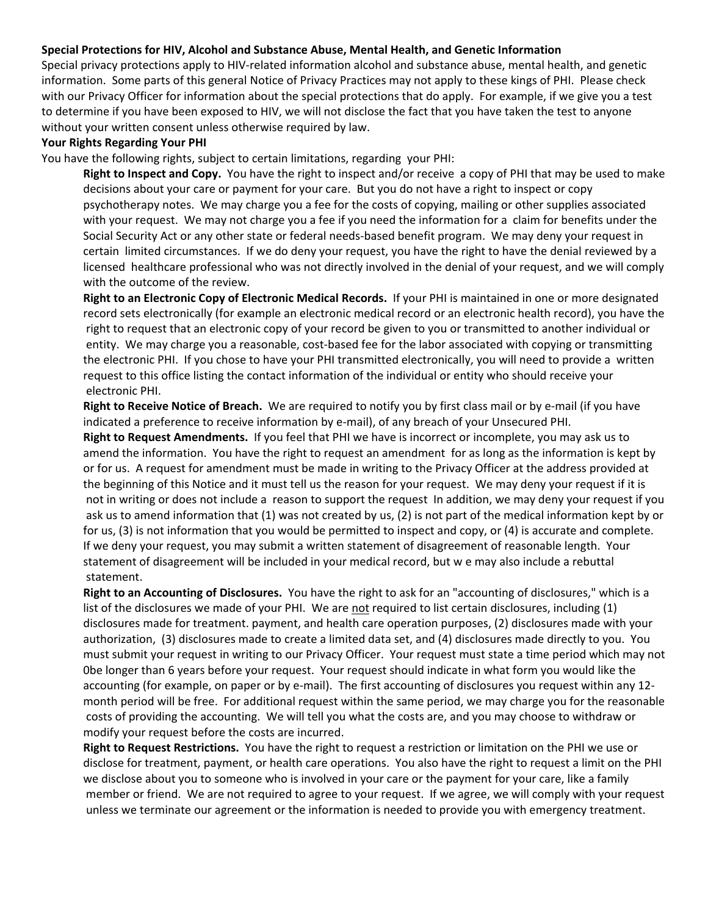**Special Protections for HIV, Alcohol and Substance Abuse, Mental Health, and Genetic Information**

Special privacy protections apply to HIV-related information alcohol and substance abuse, mental health, and genetic information. Some parts of this general Notice of Privacy Practices may not apply to these kings of PHI. Please check with our Privacy Officer for information about the special protections that do apply. For example, if we give you a test to determine if you have been exposed to HIV, we will not disclose the fact that you have taken the test to anyone without your written consent unless otherwise required by law.

**Your Rights Regarding Your PHI**

You have the following rights, subject to certain limitations, regarding your PHI:

**Right to Inspect and Copy.** You have the right to inspect and/or receive a copy of PHI that may be used to make decisions about your care or payment for your care. But you do not have a right to inspect or copy psychotherapy notes. We may charge you a fee for the costs of copying, mailing or other supplies associated with your request. We may not charge you a fee if you need the information for a claim for benefits under the Social Security Act or any other state or federal needs-based benefit program. We may deny your request in certain limited circumstances. If we do deny your request, you have the right to have the denial reviewed by a licensed healthcare professional who was not directly involved in the denial of your request, and we will comply with the outcome of the review.

**Right to an Electronic Copy of Electronic Medical Records.** If your PHI is maintained in one or more designated record sets electronically (for example an electronic medical record or an electronic health record), you have the right to request that an electronic copy of your record be given to you or transmitted to another individual or entity. We may charge you a reasonable, cost-based fee for the labor associated with copying or transmitting the electronic PHI. If you chose to have your PHI transmitted electronically, you will need to provide a written request to this office listing the contact information of the individual or entity who should receive your electronic PHI.

**Right to Receive Notice of Breach.** We are required to notify you by first class mail or by e-mail (if you have indicated a preference to receive information by e-mail), of any breach of your Unsecured PHI.

**Right to Request Amendments.** If you feel that PHI we have is incorrect or incomplete, you may ask us to amend the information. You have the right to request an amendment for as long as the information is kept by or for us. A request for amendment must be made in writing to the Privacy Officer at the address provided at the beginning of this Notice and it must tell us the reason for your request. We may deny your request if it is not in writing or does not include a reason to support the request In addition, we may deny your request if you ask us to amend information that (1) was not created by us, (2) is not part of the medical information kept by or for us, (3) is not information that you would be permitted to inspect and copy, or (4) is accurate and complete. If we deny your request, you may submit a written statement of disagreement of reasonable length. Your statement of disagreement will be included in your medical record, but w e may also include a rebuttal statement.

**Right to an Accounting of Disclosures.** You have the right to ask for an "accounting of disclosures," which is a list of the disclosures we made of your PHI. We are <u>not</u> required to list certain disclosures, including (1) disclosures made for treatment. payment, and health care operation purposes, (2) disclosures made with your authorization, (3) disclosures made to create a limited data set, and (4) disclosures made directly to you. You must submit your request in writing to our Privacy Officer. Your request must state a time period which may not 0be longer than 6 years before your request. Your request should indicate in what form you would like the accounting (for example, on paper or by e-mail). The first accounting of disclosures you request within any 12-month period will be free. For additional request within the same period, we may charge you for the reasonable costs of providing the accounting. We will tell you what the costs are, and you may choose to withdraw or modify your request before the costs are incurred.

**Right to Request Restrictions.** You have the right to request a restriction or limitation on the PHI we use or disclose for treatment, payment, or health care operations. You also have the right to request a limit on the PHI we disclose about you to someone who is involved in your care or the payment for your care, like a family member or friend. We are not required to agree to your request. If we agree, we will comply with your request unless we terminate our agreement or the information is needed to provide you with emergency treatment.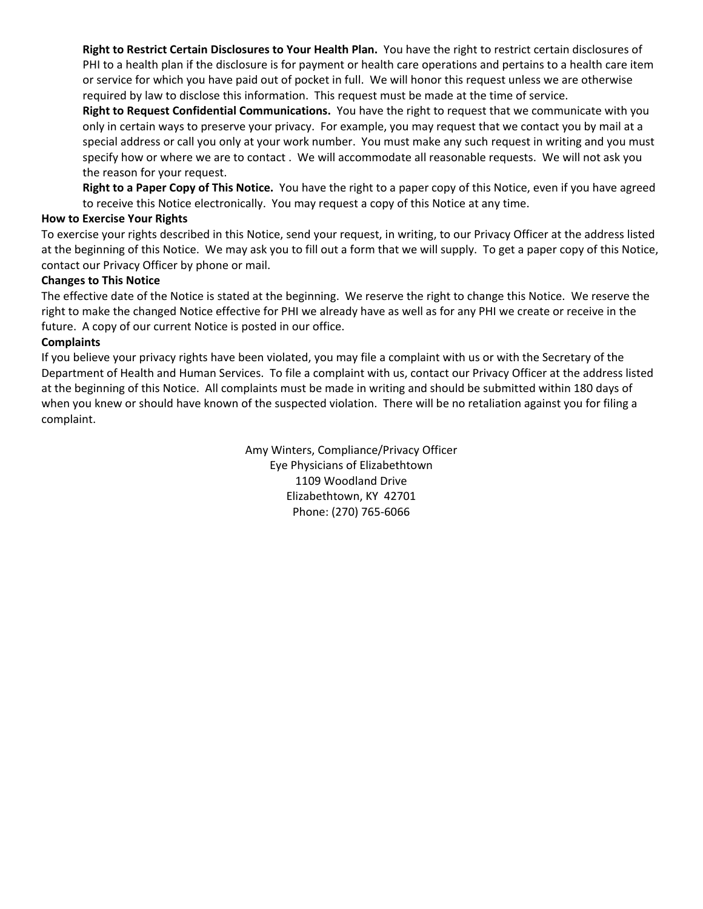**Right to Restrict Certain Disclosures to Your Health Plan.** You have the right to restrict certain disclosures of PHI to a health plan if the disclosure is for payment or health care operations and pertains to a health care item or service for which you have paid out of pocket in full. We will honor this request unless we are otherwise required by law to disclose this information. This request must be made at the time of service.

**Right to Request Confidential Communications.** You have the right to request that we communicate with you only in certain ways to preserve your privacy. For example, you may request that we contact you by mail at a special address or call you only at your work number. You must make any such request in writing and you must specify how or where we are to contact . We will accommodate all reasonable requests. We will not ask you the reason for your request.

**Right to a Paper Copy of This Notice.** You have the right to a paper copy of this Notice, even if you have agreed to receive this Notice electronically. You may request a copy of this Notice at any time.

**How to Exercise Your Rights**

To exercise your rights described in this Notice, send your request, in writing, to our Privacy Officer at the address listed at the beginning of this Notice. We may ask you to fill out a form that we will supply. To get a paper copy of this Notice, contact our Privacy Officer by phone or mail.

**Changes to This Notice**

The effective date of the Notice is stated at the beginning. We reserve the right to change this Notice. We reserve the right to make the changed Notice effective for PHI we already have as well as for any PHI we create or receive in the future. A copy of our current Notice is posted in our office.

**Complaints**

If you believe your privacy rights have been violated, you may file a complaint with us or with the Secretary of the Department of Health and Human Services. To file a complaint with us, contact our Privacy Officer at the address listed at the beginning of this Notice. All complaints must be made in writing and should be submitted within 180 days of when you knew or should have known of the suspected violation. There will be no retaliation against you for filing a complaint.

Amy Winters, Compliance/Privacy Officer
Eye Physicians of Elizabethtown
1109 Woodland Drive
Elizabethtown, KY 42701
Phone: (270) 765-6066